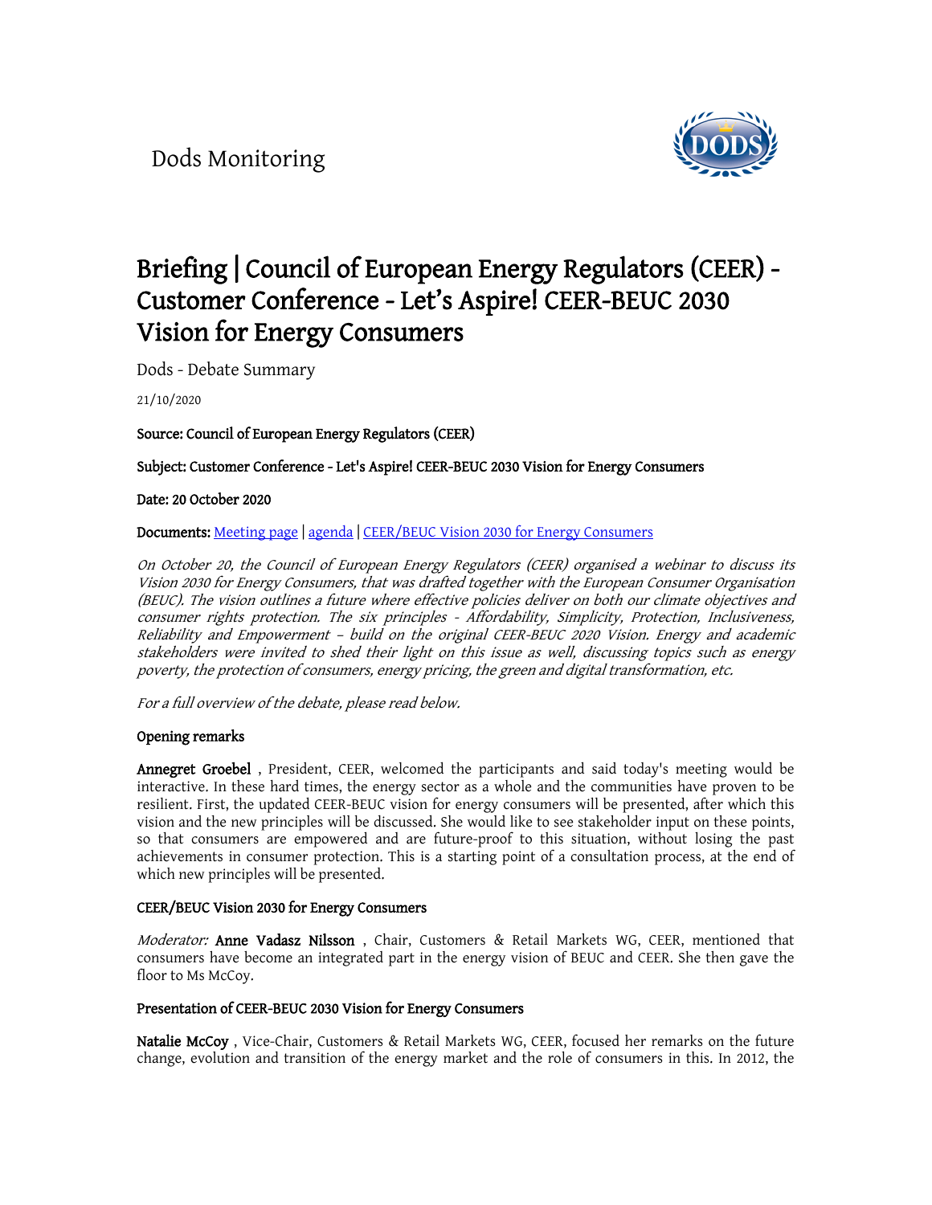Dods Monitoring

# Briefing | Council of European Energy Regulators (CEER) - Customer Conference - Let's Aspire! CEER-BEUC 2030 Vision for Energy Consumers

Dods - Debate Summary

21/10/2020

**Source: Council of European Energy Regulators (CEER)**

**Subject: Customer Conference - Let's Aspire! CEER-BEUC 2030 Vision for Energy Consumers**

**Date: 20 October 2020**

**Documents:** [Meeting page] | [agenda] | [CEER/BEUC Vision 2030 for Energy Consumers]

*On October 20, the Council of European Energy Regulators (CEER) organised a webinar to discuss its Vision 2030 for Energy Consumers, that was drafted together with the European Consumer Organisation (BEUC). The vision outlines a future where effective policies deliver on both our climate objectives and consumer rights protection. The six principles - Affordability, Simplicity, Protection, Inclusiveness, Reliability and Empowerment – build on the original CEER-BEUC 2020 Vision. Energy and academic stakeholders were invited to shed their light on this issue as well, discussing topics such as energy poverty, the protection of consumers, energy pricing, the green and digital transformation, etc.*

*For a full overview of the debate, please read below.*

### Opening remarks

**Annegret Groebel** , President, CEER, welcomed the participants and said today's meeting would be interactive. In these hard times, the energy sector as a whole and the communities have proven to be resilient. First, the updated CEER-BEUC vision for energy consumers will be presented, after which this vision and the new principles will be discussed. She would like to see stakeholder input on these points, so that consumers are empowered and are future-proof to this situation, without losing the past achievements in consumer protection. This is a starting point of a consultation process, at the end of which new principles will be presented.

### CEER/BEUC Vision 2030 for Energy Consumers

*Moderator:* **Anne Vadasz Nilsson** , Chair, Customers & Retail Markets WG, CEER, mentioned that consumers have become an integrated part in the energy vision of BEUC and CEER. She then gave the floor to Ms McCoy.

### Presentation of CEER-BEUC 2030 Vision for Energy Consumers

**Natalie McCoy** , Vice-Chair, Customers & Retail Markets WG, CEER, focused her remarks on the future change, evolution and transition of the energy market and the role of consumers in this. In 2012, the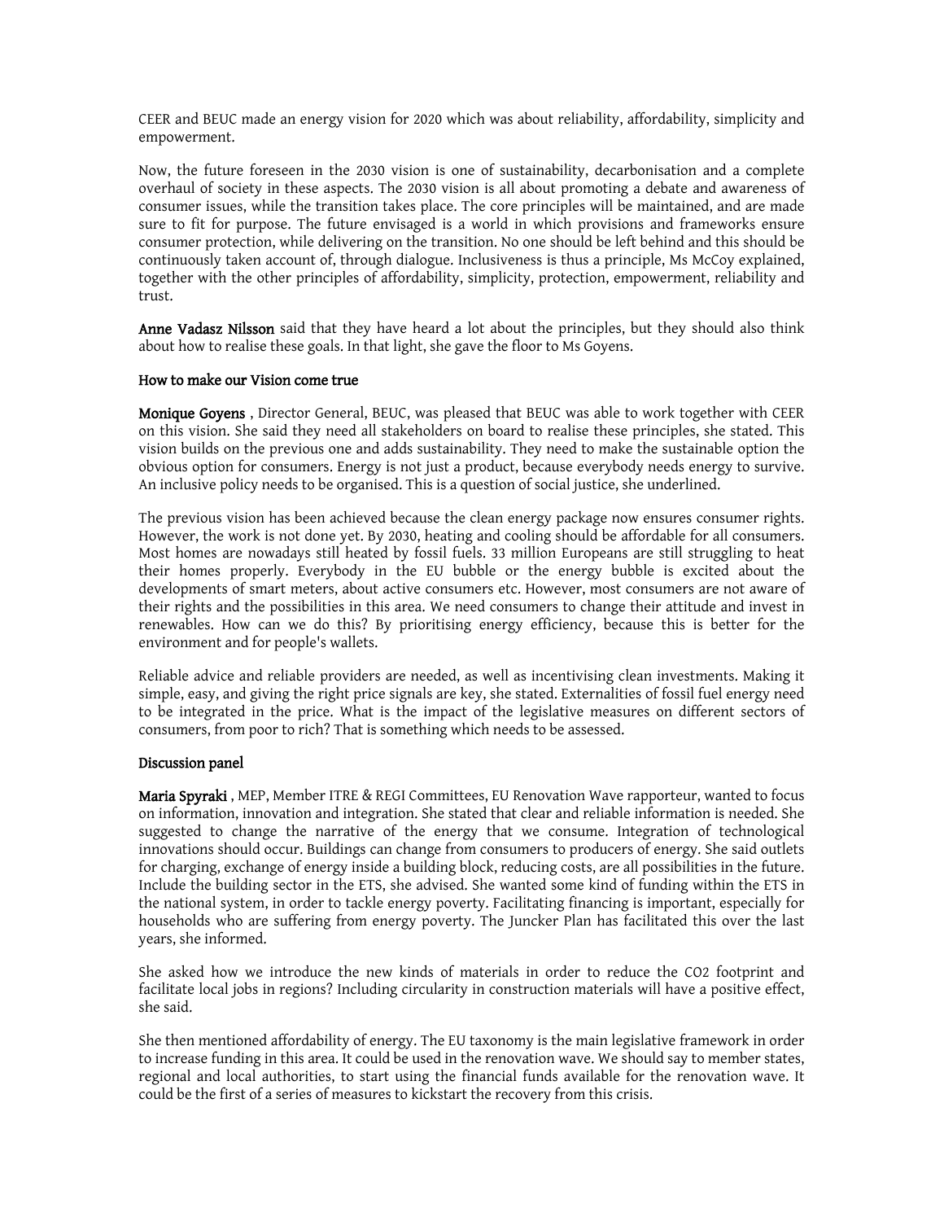CEER and BEUC made an energy vision for 2020 which was about reliability, affordability, simplicity and empowerment.

Now, the future foreseen in the 2030 vision is one of sustainability, decarbonisation and a complete overhaul of society in these aspects. The 2030 vision is all about promoting a debate and awareness of consumer issues, while the transition takes place. The core principles will be maintained, and are made sure to fit for purpose. The future envisaged is a world in which provisions and frameworks ensure consumer protection, while delivering on the transition. No one should be left behind and this should be continuously taken account of, through dialogue. Inclusiveness is thus a principle, Ms McCoy explained, together with the other principles of affordability, simplicity, protection, empowerment, reliability and trust.

**Anne Vadasz Nilsson** said that they have heard a lot about the principles, but they should also think about how to realise these goals. In that light, she gave the floor to Ms Goyens.

**How to make our Vision come true**

**Monique Goyens** , Director General, BEUC, was pleased that BEUC was able to work together with CEER on this vision. She said they need all stakeholders on board to realise these principles, she stated. This vision builds on the previous one and adds sustainability. They need to make the sustainable option the obvious option for consumers. Energy is not just a product, because everybody needs energy to survive. An inclusive policy needs to be organised. This is a question of social justice, she underlined.

The previous vision has been achieved because the clean energy package now ensures consumer rights. However, the work is not done yet. By 2030, heating and cooling should be affordable for all consumers. Most homes are nowadays still heated by fossil fuels. 33 million Europeans are still struggling to heat their homes properly. Everybody in the EU bubble or the energy bubble is excited about the developments of smart meters, about active consumers etc. However, most consumers are not aware of their rights and the possibilities in this area. We need consumers to change their attitude and invest in renewables. How can we do this? By prioritising energy efficiency, because this is better for the environment and for people's wallets.

Reliable advice and reliable providers are needed, as well as incentivising clean investments. Making it simple, easy, and giving the right price signals are key, she stated. Externalities of fossil fuel energy need to be integrated in the price. What is the impact of the legislative measures on different sectors of consumers, from poor to rich? That is something which needs to be assessed.

**Discussion panel**

**Maria Spyraki** , MEP, Member ITRE & REGI Committees, EU Renovation Wave rapporteur, wanted to focus on information, innovation and integration. She stated that clear and reliable information is needed. She suggested to change the narrative of the energy that we consume. Integration of technological innovations should occur. Buildings can change from consumers to producers of energy. She said outlets for charging, exchange of energy inside a building block, reducing costs, are all possibilities in the future. Include the building sector in the ETS, she advised. She wanted some kind of funding within the ETS in the national system, in order to tackle energy poverty. Facilitating financing is important, especially for households who are suffering from energy poverty. The Juncker Plan has facilitated this over the last years, she informed.

She asked how we introduce the new kinds of materials in order to reduce the $CO_2$ footprint and facilitate local jobs in regions? Including circularity in construction materials will have a positive effect, she said.

She then mentioned affordability of energy. The EU taxonomy is the main legislative framework in order to increase funding in this area. It could be used in the renovation wave. We should say to member states, regional and local authorities, to start using the financial funds available for the renovation wave. It could be the first of a series of measures to kickstart the recovery from this crisis.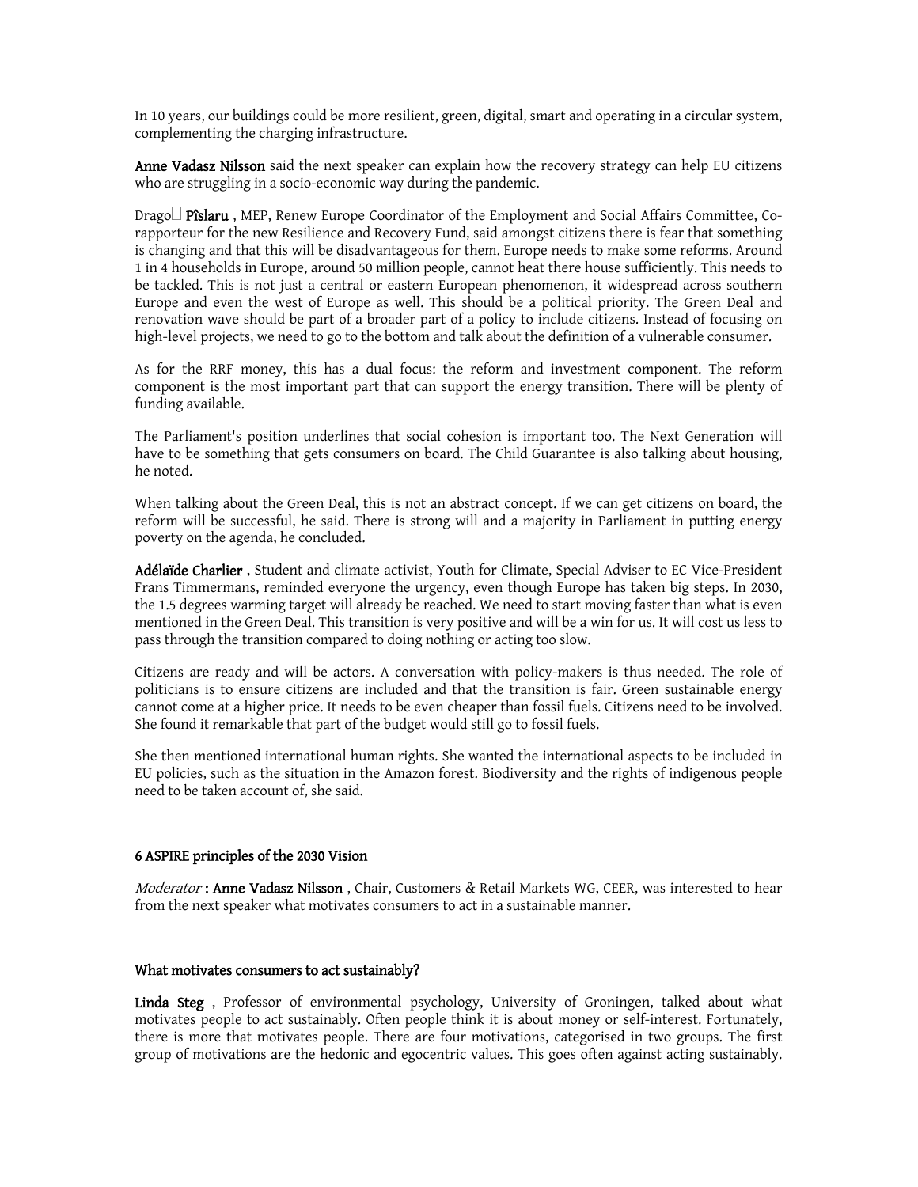In 10 years, our buildings could be more resilient, green, digital, smart and operating in a circular system, complementing the charging infrastructure.

**Anne Vadasz Nilsson** said the next speaker can explain how the recovery strategy can help EU citizens who are struggling in a socio-economic way during the pandemic.

Drago□ **Pîslaru** , MEP, Renew Europe Coordinator of the Employment and Social Affairs Committee, Co-rapporteur for the new Resilience and Recovery Fund, said amongst citizens there is fear that something is changing and that this will be disadvantageous for them. Europe needs to make some reforms. Around 1 in 4 households in Europe, around 50 million people, cannot heat there house sufficiently. This needs to be tackled. This is not just a central or eastern European phenomenon, it widespread across southern Europe and even the west of Europe as well. This should be a political priority. The Green Deal and renovation wave should be part of a broader part of a policy to include citizens. Instead of focusing on high-level projects, we need to go to the bottom and talk about the definition of a vulnerable consumer.

As for the RRF money, this has a dual focus: the reform and investment component. The reform component is the most important part that can support the energy transition. There will be plenty of funding available.

The Parliament's position underlines that social cohesion is important too. The Next Generation will have to be something that gets consumers on board. The Child Guarantee is also talking about housing, he noted.

When talking about the Green Deal, this is not an abstract concept. If we can get citizens on board, the reform will be successful, he said. There is strong will and a majority in Parliament in putting energy poverty on the agenda, he concluded.

**Adélaïde Charlier** , Student and climate activist, Youth for Climate, Special Adviser to EC Vice-President Frans Timmermans, reminded everyone the urgency, even though Europe has taken big steps. In 2030, the 1.5 degrees warming target will already be reached. We need to start moving faster than what is even mentioned in the Green Deal. This transition is very positive and will be a win for us. It will cost us less to pass through the transition compared to doing nothing or acting too slow.

Citizens are ready and will be actors. A conversation with policy-makers is thus needed. The role of politicians is to ensure citizens are included and that the transition is fair. Green sustainable energy cannot come at a higher price. It needs to be even cheaper than fossil fuels. Citizens need to be involved. She found it remarkable that part of the budget would still go to fossil fuels.

She then mentioned international human rights. She wanted the international aspects to be included in EU policies, such as the situation in the Amazon forest. Biodiversity and the rights of indigenous people need to be taken account of, she said.

## 6 ASPIRE principles of the 2030 Vision

*Moderator* **: Anne Vadasz Nilsson** , Chair, Customers & Retail Markets WG, CEER, was interested to hear from the next speaker what motivates consumers to act in a sustainable manner.

## What motivates consumers to act sustainably?

**Linda Steg** , Professor of environmental psychology, University of Groningen, talked about what motivates people to act sustainably. Often people think it is about money or self-interest. Fortunately, there is more that motivates people. There are four motivations, categorised in two groups. The first group of motivations are the hedonic and egocentric values. This goes often against acting sustainably.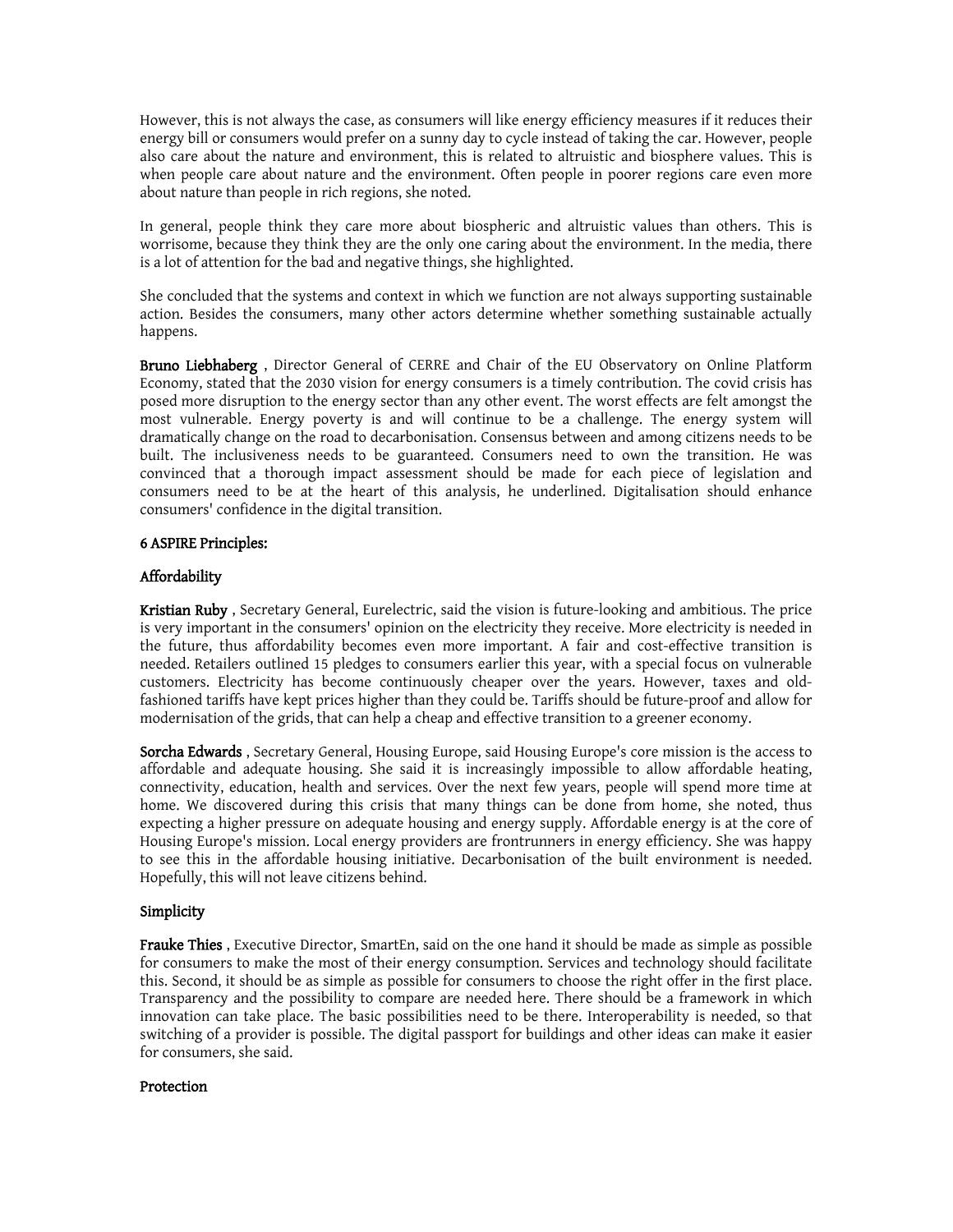However, this is not always the case, as consumers will like energy efficiency measures if it reduces their energy bill or consumers would prefer on a sunny day to cycle instead of taking the car. However, people also care about the nature and environment, this is related to altruistic and biosphere values. This is when people care about nature and the environment. Often people in poorer regions care even more about nature than people in rich regions, she noted.

In general, people think they care more about biospheric and altruistic values than others. This is worrisome, because they think they are the only one caring about the environment. In the media, there is a lot of attention for the bad and negative things, she highlighted.

She concluded that the systems and context in which we function are not always supporting sustainable action. Besides the consumers, many other actors determine whether something sustainable actually happens.

**Bruno Liebhaberg** , Director General of CERRE and Chair of the EU Observatory on Online Platform Economy, stated that the 2030 vision for energy consumers is a timely contribution. The covid crisis has posed more disruption to the energy sector than any other event. The worst effects are felt amongst the most vulnerable. Energy poverty is and will continue to be a challenge. The energy system will dramatically change on the road to decarbonisation. Consensus between and among citizens needs to be built. The inclusiveness needs to be guaranteed. Consumers need to own the transition. He was convinced that a thorough impact assessment should be made for each piece of legislation and consumers need to be at the heart of this analysis, he underlined. Digitalisation should enhance consumers' confidence in the digital transition.

**6 ASPIRE Principles:**

**Affordability**

**Kristian Ruby** , Secretary General, Eurelectric, said the vision is future-looking and ambitious. The price is very important in the consumers' opinion on the electricity they receive. More electricity is needed in the future, thus affordability becomes even more important. A fair and cost-effective transition is needed. Retailers outlined 15 pledges to consumers earlier this year, with a special focus on vulnerable customers. Electricity has become continuously cheaper over the years. However, taxes and old-fashioned tariffs have kept prices higher than they could be. Tariffs should be future-proof and allow for modernisation of the grids, that can help a cheap and effective transition to a greener economy.

**Sorcha Edwards** , Secretary General, Housing Europe, said Housing Europe's core mission is the access to affordable and adequate housing. She said it is increasingly impossible to allow affordable heating, connectivity, education, health and services. Over the next few years, people will spend more time at home. We discovered during this crisis that many things can be done from home, she noted, thus expecting a higher pressure on adequate housing and energy supply. Affordable energy is at the core of Housing Europe's mission. Local energy providers are frontrunners in energy efficiency. She was happy to see this in the affordable housing initiative. Decarbonisation of the built environment is needed. Hopefully, this will not leave citizens behind.

**Simplicity**

**Frauke Thies** , Executive Director, SmartEn, said on the one hand it should be made as simple as possible for consumers to make the most of their energy consumption. Services and technology should facilitate this. Second, it should be as simple as possible for consumers to choose the right offer in the first place. Transparency and the possibility to compare are needed here. There should be a framework in which innovation can take place. The basic possibilities need to be there. Interoperability is needed, so that switching of a provider is possible. The digital passport for buildings and other ideas can make it easier for consumers, she said.

**Protection**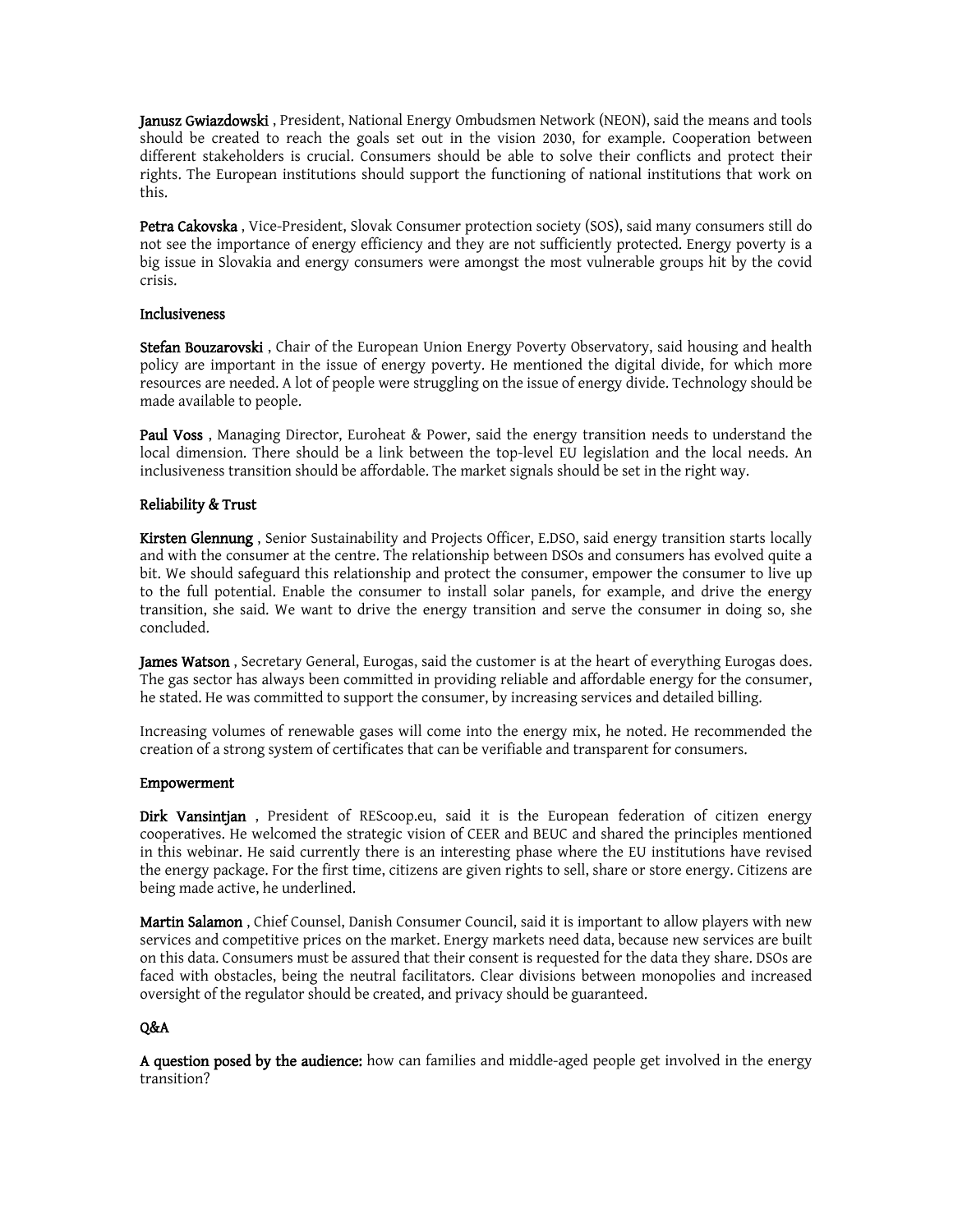**Janusz Gwiazdowski** , President, National Energy Ombudsmen Network (NEON), said the means and tools should be created to reach the goals set out in the vision 2030, for example. Cooperation between different stakeholders is crucial. Consumers should be able to solve their conflicts and protect their rights. The European institutions should support the functioning of national institutions that work on this.

**Petra Cakovska** , Vice-President, Slovak Consumer protection society (SOS), said many consumers still do not see the importance of energy efficiency and they are not sufficiently protected. Energy poverty is a big issue in Slovakia and energy consumers were amongst the most vulnerable groups hit by the covid crisis.

### Inclusiveness

**Stefan Bouzarovski** , Chair of the European Union Energy Poverty Observatory, said housing and health policy are important in the issue of energy poverty. He mentioned the digital divide, for which more resources are needed. A lot of people were struggling on the issue of energy divide. Technology should be made available to people.

**Paul Voss** , Managing Director, Euroheat & Power, said the energy transition needs to understand the local dimension. There should be a link between the top-level EU legislation and the local needs. An inclusiveness transition should be affordable. The market signals should be set in the right way.

### Reliability & Trust

**Kirsten Glennung** , Senior Sustainability and Projects Officer, E.DSO, said energy transition starts locally and with the consumer at the centre. The relationship between DSOs and consumers has evolved quite a bit. We should safeguard this relationship and protect the consumer, empower the consumer to live up to the full potential. Enable the consumer to install solar panels, for example, and drive the energy transition, she said. We want to drive the energy transition and serve the consumer in doing so, she concluded.

**James Watson** , Secretary General, Eurogas, said the customer is at the heart of everything Eurogas does. The gas sector has always been committed in providing reliable and affordable energy for the consumer, he stated. He was committed to support the consumer, by increasing services and detailed billing.

Increasing volumes of renewable gases will come into the energy mix, he noted. He recommended the creation of a strong system of certificates that can be verifiable and transparent for consumers.

### Empowerment

**Dirk Vansintjan** , President of REScoop.eu, said it is the European federation of citizen energy cooperatives. He welcomed the strategic vision of CEER and BEUC and shared the principles mentioned in this webinar. He said currently there is an interesting phase where the EU institutions have revised the energy package. For the first time, citizens are given rights to sell, share or store energy. Citizens are being made active, he underlined.

**Martin Salamon** , Chief Counsel, Danish Consumer Council, said it is important to allow players with new services and competitive prices on the market. Energy markets need data, because new services are built on this data. Consumers must be assured that their consent is requested for the data they share. DSOs are faced with obstacles, being the neutral facilitators. Clear divisions between monopolies and increased oversight of the regulator should be created, and privacy should be guaranteed.

### Q&A

**A question posed by the audience:** how can families and middle-aged people get involved in the energy transition?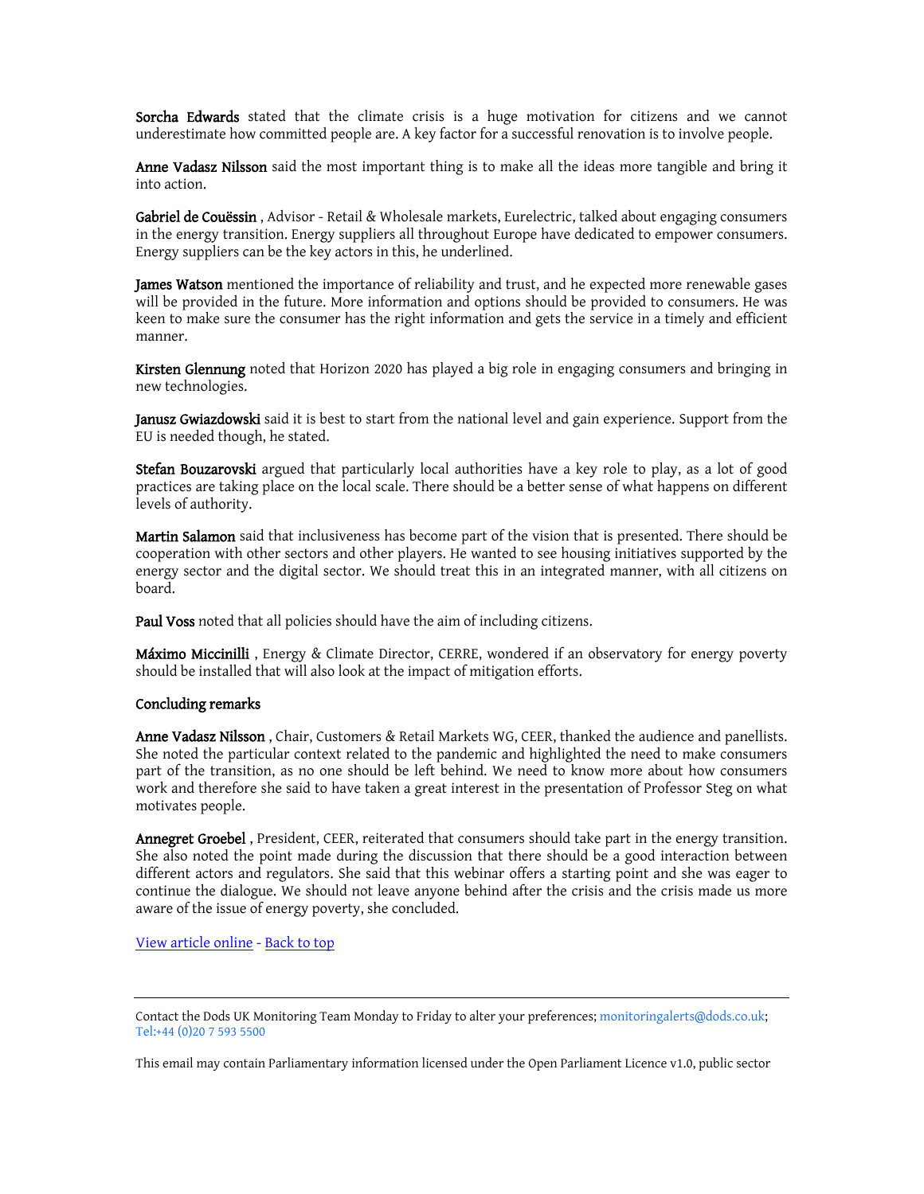**Sorcha Edwards** stated that the climate crisis is a huge motivation for citizens and we cannot underestimate how committed people are. A key factor for a successful renovation is to involve people.

**Anne Vadasz Nilsson** said the most important thing is to make all the ideas more tangible and bring it into action.

**Gabriel de Couëssin** , Advisor - Retail & Wholesale markets, Eurelectric, talked about engaging consumers in the energy transition. Energy suppliers all throughout Europe have dedicated to empower consumers. Energy suppliers can be the key actors in this, he underlined.

**James Watson** mentioned the importance of reliability and trust, and he expected more renewable gases will be provided in the future. More information and options should be provided to consumers. He was keen to make sure the consumer has the right information and gets the service in a timely and efficient manner.

**Kirsten Glennung** noted that Horizon 2020 has played a big role in engaging consumers and bringing in new technologies.

**Janusz Gwiazdowski** said it is best to start from the national level and gain experience. Support from the EU is needed though, he stated.

**Stefan Bouzarovski** argued that particularly local authorities have a key role to play, as a lot of good practices are taking place on the local scale. There should be a better sense of what happens on different levels of authority.

**Martin Salamon** said that inclusiveness has become part of the vision that is presented. There should be cooperation with other sectors and other players. He wanted to see housing initiatives supported by the energy sector and the digital sector. We should treat this in an integrated manner, with all citizens on board.

**Paul Voss** noted that all policies should have the aim of including citizens.

**Máximo Miccinilli** , Energy & Climate Director, CERRE, wondered if an observatory for energy poverty should be installed that will also look at the impact of mitigation efforts.

**Concluding remarks**

**Anne Vadasz Nilsson** , Chair, Customers & Retail Markets WG, CEER, thanked the audience and panellists. She noted the particular context related to the pandemic and highlighted the need to make consumers part of the transition, as no one should be left behind. We need to know more about how consumers work and therefore she said to have taken a great interest in the presentation of Professor Steg on what motivates people.

**Annegret Groebel** , President, CEER, reiterated that consumers should take part in the energy transition. She also noted the point made during the discussion that there should be a good interaction between different actors and regulators. She said that this webinar offers a starting point and she was eager to continue the dialogue. We should not leave anyone behind after the crisis and the crisis made us more aware of the issue of energy poverty, she concluded.

View article online - Back to top

---

Contact the Dods UK Monitoring Team Monday to Friday to alter your preferences; monitoringalerts@dods.co.uk; Tel:+44 (0)20 7 593 5500

This email may contain Parliamentary information licensed under the Open Parliament Licence v1.0, public sector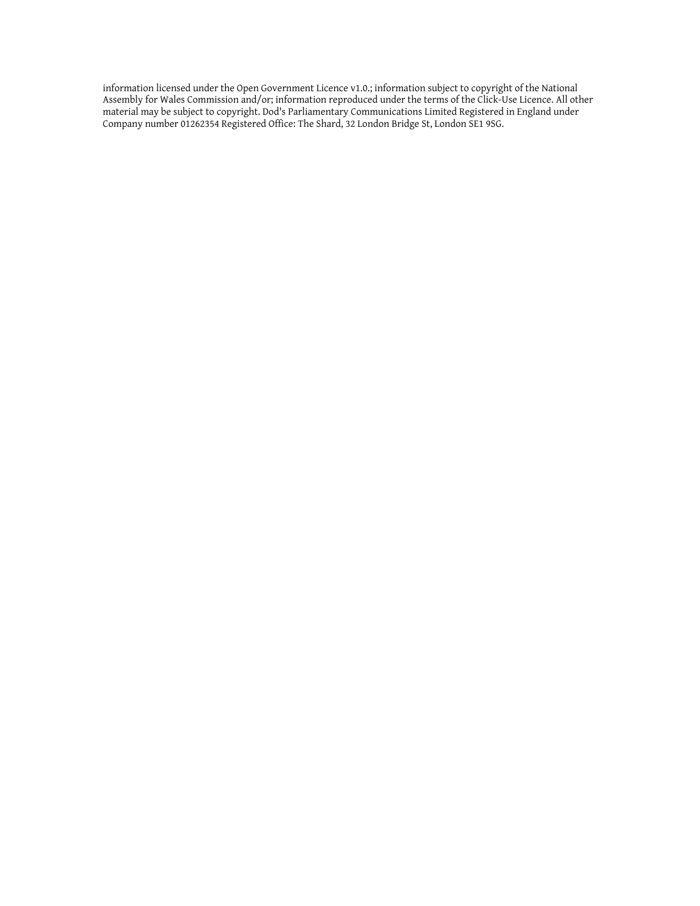information licensed under the Open Government Licence v1.0.; information subject to copyright of the National Assembly for Wales Commission and/or; information reproduced under the terms of the Click-Use Licence. All other material may be subject to copyright. Dod's Parliamentary Communications Limited Registered in England under Company number 01262354 Registered Office: The Shard, 32 London Bridge St, London SE1 9SG.